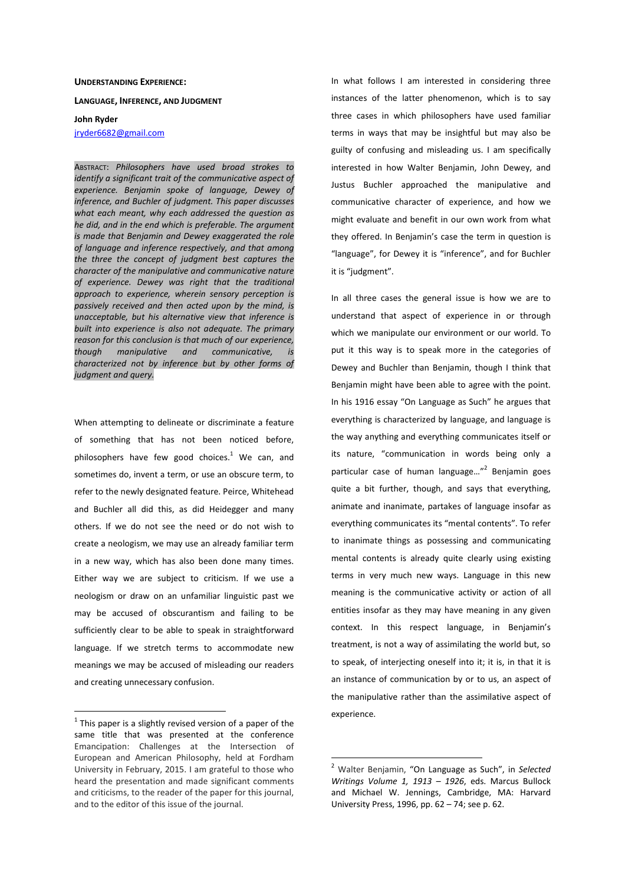**UNDERSTANDING EXPERIENCE:**

**LANGUAGE, INFERENCE, AND JUDGMENT**

**John Ryder**

jryder6682@gmail.com

ABSTRACT: *Philosophers have used broad strokes to identify a significant trait of the communicative aspect of experience. Benjamin spoke of language, Dewey of inference, and Buchler of judgment. This paper discusses what each meant, why each addressed the question as he did, and in the end which is preferable. The argument is made that Benjamin and Dewey exaggerated the role of language and inference respectively, and that among the three the concept of judgment best captures the character of the manipulative and communicative nature of experience. Dewey was right that the traditional approach to experience, wherein sensory perception is passively received and then acted upon by the mind, is unacceptable, but his alternative view that inference is built into experience is also not adequate. The primary reason for this conclusion is that much of our experience, though manipulative and communicative, is characterized not by inference but by other forms of judgment and query.*

When attempting to delineate or discriminate a feature of something that has not been noticed before, philosophers have few good choices.[1] We can, and sometimes do, invent a term, or use an obscure term, to refer to the newly designated feature. Peirce, Whitehead and Buchler all did this, as did Heidegger and many others. If we do not see the need or do not wish to create a neologism, we may use an already familiar term in a new way, which has also been done many times. Either way we are subject to criticism. If we use a neologism or draw on an unfamiliar linguistic past we may be accused of obscurantism and failing to be sufficiently clear to be able to speak in straightforward language. If we stretch terms to accommodate new meanings we may be accused of misleading our readers and creating unnecessary confusion.

In what follows I am interested in considering three instances of the latter phenomenon, which is to say three cases in which philosophers have used familiar terms in ways that may be insightful but may also be guilty of confusing and misleading us. I am specifically interested in how Walter Benjamin, John Dewey, and Justus Buchler approached the manipulative and communicative character of experience, and how we might evaluate and benefit in our own work from what they offered. In Benjamin's case the term in question is "language", for Dewey it is "inference", and for Buchler it is "judgment".

In all three cases the general issue is how we are to understand that aspect of experience in or through which we manipulate our environment or our world. To put it this way is to speak more in the categories of Dewey and Buchler than Benjamin, though I think that Benjamin might have been able to agree with the point. In his 1916 essay "On Language as Such" he argues that everything is characterized by language, and language is the way anything and everything communicates itself or its nature, "communication in words being only a particular case of human language…"[2] Benjamin goes quite a bit further, though, and says that everything, animate and inanimate, partakes of language insofar as everything communicates its "mental contents". To refer to inanimate things as possessing and communicating mental contents is already quite clearly using existing terms in very much new ways. Language in this new meaning is the communicative activity or action of all entities insofar as they may have meaning in any given context. In this respect language, in Benjamin's treatment, is not a way of assimilating the world but, so to speak, of interjecting oneself into it; it is, in that it is an instance of communication by or to us, an aspect of the manipulative rather than the assimilative aspect of experience.

---

[1] This paper is a slightly revised version of a paper of the same title that was presented at the conference Emancipation: Challenges at the Intersection of European and American Philosophy, held at Fordham University in February, 2015. I am grateful to those who heard the presentation and made significant comments and criticisms, to the reader of the paper for this journal, and to the editor of this issue of the journal.

[2] Walter Benjamin, "On Language as Such", in *Selected Writings Volume 1, 1913 – 1926*, eds. Marcus Bullock and Michael W. Jennings, Cambridge, MA: Harvard University Press, 1996, pp. 62 – 74; see p. 62.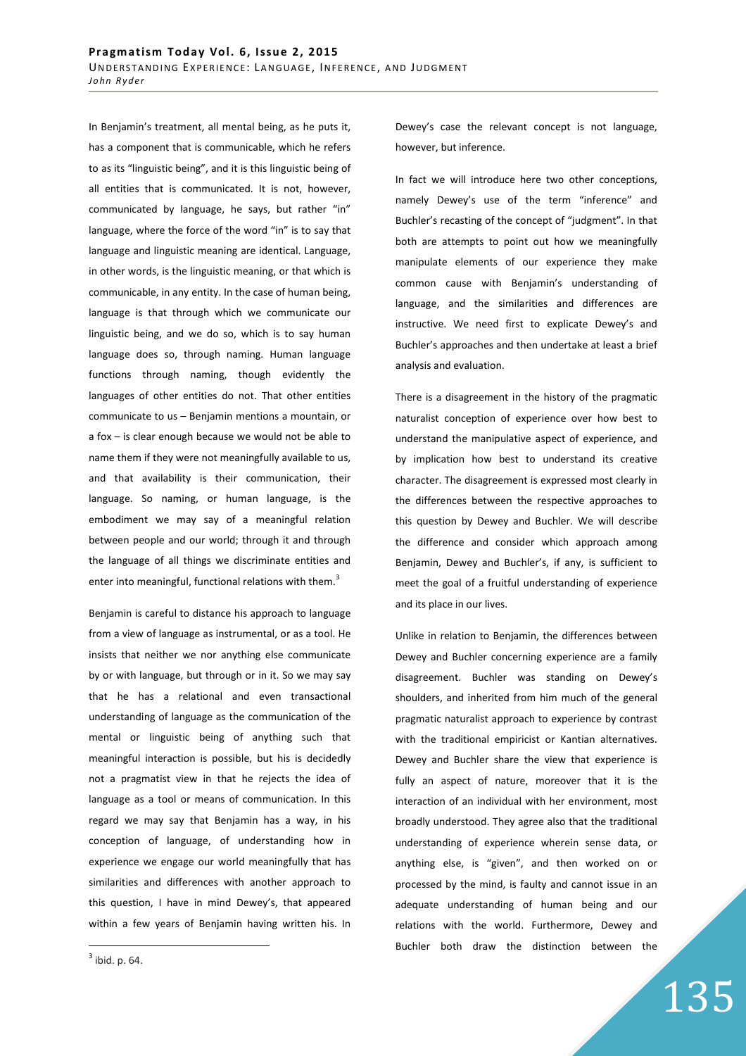In Benjamin's treatment, all mental being, as he puts it, has a component that is communicable, which he refers to as its "linguistic being", and it is this linguistic being of all entities that is communicated. It is not, however, communicated by language, he says, but rather "in" language, where the force of the word "in" is to say that language and linguistic meaning are identical. Language, in other words, is the linguistic meaning, or that which is communicable, in any entity. In the case of human being, language is that through which we communicate our linguistic being, and we do so, which is to say human language does so, through naming. Human language functions through naming, though evidently the languages of other entities do not. That other entities communicate to us – Benjamin mentions a mountain, or a fox – is clear enough because we would not be able to name them if they were not meaningfully available to us, and that availability is their communication, their language. So naming, or human language, is the embodiment we may say of a meaningful relation between people and our world; through it and through the language of all things we discriminate entities and enter into meaningful, functional relations with them.[3]

Benjamin is careful to distance his approach to language from a view of language as instrumental, or as a tool. He insists that neither we nor anything else communicate by or with language, but through or in it. So we may say that he has a relational and even transactional understanding of language as the communication of the mental or linguistic being of anything such that meaningful interaction is possible, but his is decidedly not a pragmatist view in that he rejects the idea of language as a tool or means of communication. In this regard we may say that Benjamin has a way, in his conception of language, of understanding how in experience we engage our world meaningfully that has similarities and differences with another approach to this question, I have in mind Dewey's, that appeared within a few years of Benjamin having written his. In Dewey's case the relevant concept is not language, however, but inference.

In fact we will introduce here two other conceptions, namely Dewey's use of the term "inference" and Buchler's recasting of the concept of "judgment". In that both are attempts to point out how we meaningfully manipulate elements of our experience they make common cause with Benjamin's understanding of language, and the similarities and differences are instructive. We need first to explicate Dewey's and Buchler's approaches and then undertake at least a brief analysis and evaluation.

There is a disagreement in the history of the pragmatic naturalist conception of experience over how best to understand the manipulative aspect of experience, and by implication how best to understand its creative character. The disagreement is expressed most clearly in the differences between the respective approaches to this question by Dewey and Buchler. We will describe the difference and consider which approach among Benjamin, Dewey and Buchler's, if any, is sufficient to meet the goal of a fruitful understanding of experience and its place in our lives.

Unlike in relation to Benjamin, the differences between Dewey and Buchler concerning experience are a family disagreement. Buchler was standing on Dewey's shoulders, and inherited from him much of the general pragmatic naturalist approach to experience by contrast with the traditional empiricist or Kantian alternatives. Dewey and Buchler share the view that experience is fully an aspect of nature, moreover that it is the interaction of an individual with her environment, most broadly understood. They agree also that the traditional understanding of experience wherein sense data, or anything else, is "given", and then worked on or processed by the mind, is faulty and cannot issue in an adequate understanding of human being and our relations with the world. Furthermore, Dewey and Buchler both draw the distinction between the

[3] ibid. p. 64.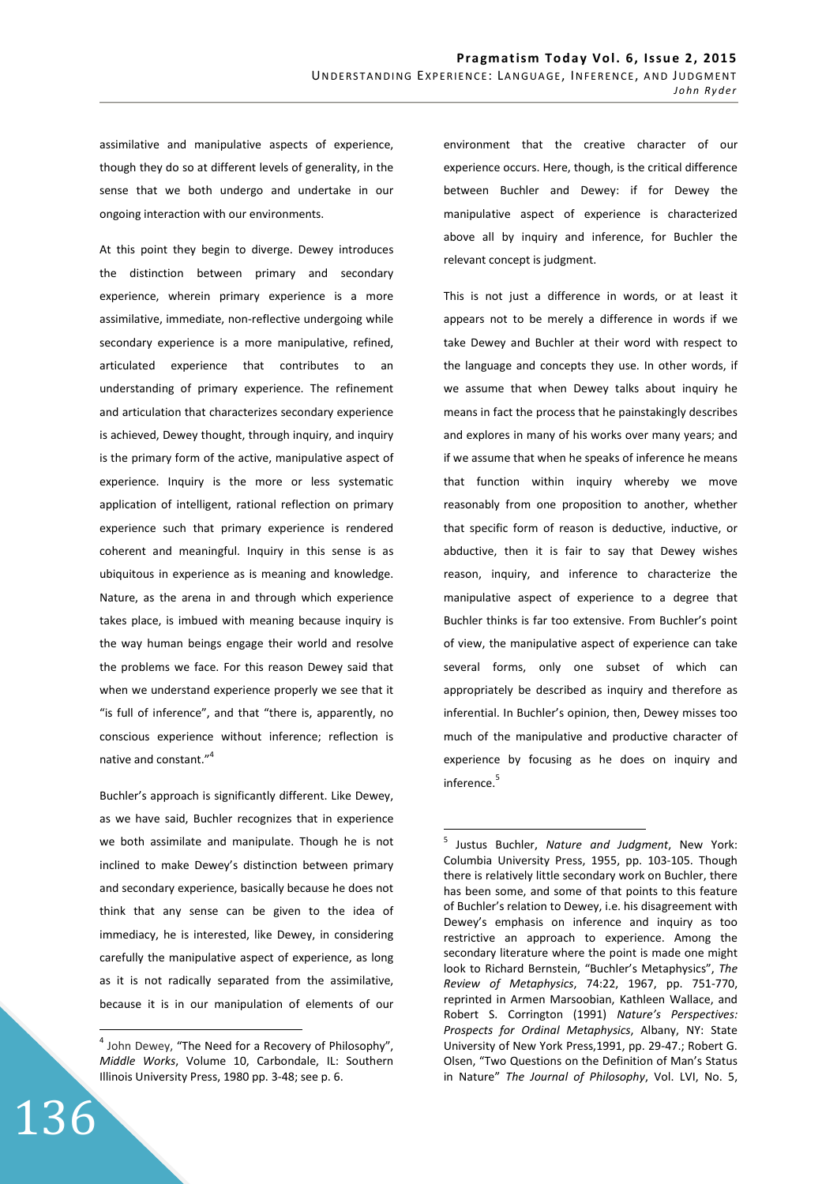assimilative and manipulative aspects of experience, though they do so at different levels of generality, in the sense that we both undergo and undertake in our ongoing interaction with our environments.

At this point they begin to diverge. Dewey introduces the distinction between primary and secondary experience, wherein primary experience is a more assimilative, immediate, non-reflective undergoing while secondary experience is a more manipulative, refined, articulated experience that contributes to an understanding of primary experience. The refinement and articulation that characterizes secondary experience is achieved, Dewey thought, through inquiry, and inquiry is the primary form of the active, manipulative aspect of experience. Inquiry is the more or less systematic application of intelligent, rational reflection on primary experience such that primary experience is rendered coherent and meaningful. Inquiry in this sense is as ubiquitous in experience as is meaning and knowledge. Nature, as the arena in and through which experience takes place, is imbued with meaning because inquiry is the way human beings engage their world and resolve the problems we face. For this reason Dewey said that when we understand experience properly we see that it "is full of inference", and that "there is, apparently, no conscious experience without inference; reflection is native and constant."[4]

Buchler's approach is significantly different. Like Dewey, as we have said, Buchler recognizes that in experience we both assimilate and manipulate. Though he is not inclined to make Dewey's distinction between primary and secondary experience, basically because he does not think that any sense can be given to the idea of immediacy, he is interested, like Dewey, in considering carefully the manipulative aspect of experience, as long as it is not radically separated from the assimilative, because it is in our manipulation of elements of our environment that the creative character of our experience occurs. Here, though, is the critical difference between Buchler and Dewey: if for Dewey the manipulative aspect of experience is characterized above all by inquiry and inference, for Buchler the relevant concept is judgment.

This is not just a difference in words, or at least it appears not to be merely a difference in words if we take Dewey and Buchler at their word with respect to the language and concepts they use. In other words, if we assume that when Dewey talks about inquiry he means in fact the process that he painstakingly describes and explores in many of his works over many years; and if we assume that when he speaks of inference he means that function within inquiry whereby we move reasonably from one proposition to another, whether that specific form of reason is deductive, inductive, or abductive, then it is fair to say that Dewey wishes reason, inquiry, and inference to characterize the manipulative aspect of experience to a degree that Buchler thinks is far too extensive. From Buchler's point of view, the manipulative aspect of experience can take several forms, only one subset of which can appropriately be described as inquiry and therefore as inferential. In Buchler's opinion, then, Dewey misses too much of the manipulative and productive character of experience by focusing as he does on inquiry and inference.[5]

---

[4] John Dewey, "The Need for a Recovery of Philosophy", *Middle Works*, Volume 10, Carbondale, IL: Southern Illinois University Press, 1980 pp. 3-48; see p. 6.

[5] Justus Buchler, *Nature and Judgment*, New York: Columbia University Press, 1955, pp. 103-105. Though there is relatively little secondary work on Buchler, there has been some, and some of that points to this feature of Buchler's relation to Dewey, i.e. his disagreement with Dewey's emphasis on inference and inquiry as too restrictive an approach to experience. Among the secondary literature where the point is made one might look to Richard Bernstein, "Buchler's Metaphysics", *The Review of Metaphysics*, 74:22, 1967, pp. 751-770, reprinted in Armen Marsoobian, Kathleen Wallace, and Robert S. Corrington (1991) *Nature's Perspectives: Prospects for Ordinal Metaphysics*, Albany, NY: State University of New York Press,1991, pp. 29-47.; Robert G. Olsen, "Two Questions on the Definition of Man's Status in Nature" *The Journal of Philosophy*, Vol. LVI, No. 5,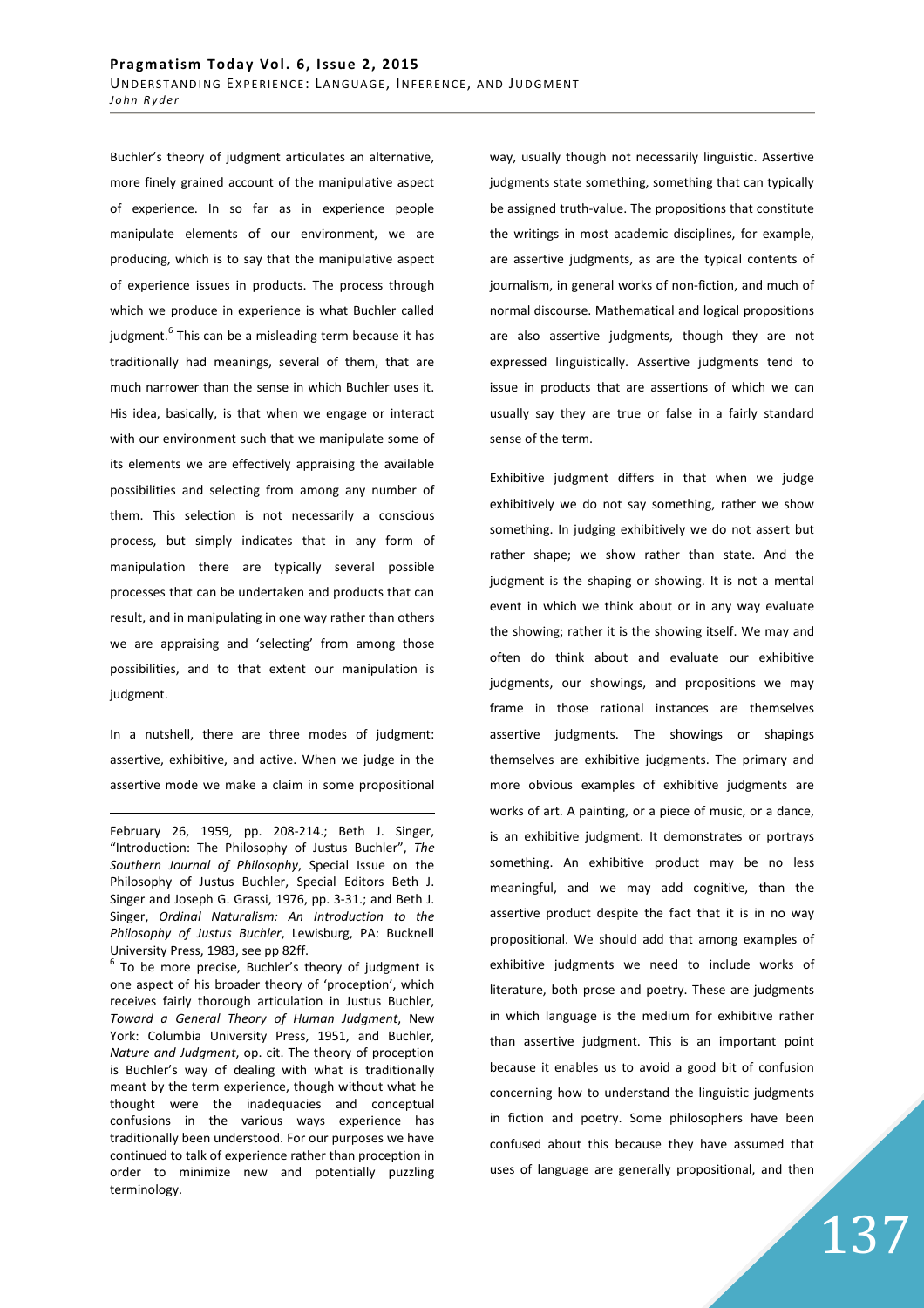Buchler's theory of judgment articulates an alternative, more finely grained account of the manipulative aspect of experience. In so far as in experience people manipulate elements of our environment, we are producing, which is to say that the manipulative aspect of experience issues in products. The process through which we produce in experience is what Buchler called judgment.[6] This can be a misleading term because it has traditionally had meanings, several of them, that are much narrower than the sense in which Buchler uses it. His idea, basically, is that when we engage or interact with our environment such that we manipulate some of its elements we are effectively appraising the available possibilities and selecting from among any number of them. This selection is not necessarily a conscious process, but simply indicates that in any form of manipulation there are typically several possible processes that can be undertaken and products that can result, and in manipulating in one way rather than others we are appraising and 'selecting' from among those possibilities, and to that extent our manipulation is judgment.

In a nutshell, there are three modes of judgment: assertive, exhibitive, and active. When we judge in the assertive mode we make a claim in some propositional way, usually though not necessarily linguistic. Assertive judgments state something, something that can typically be assigned truth-value. The propositions that constitute the writings in most academic disciplines, for example, are assertive judgments, as are the typical contents of journalism, in general works of non-fiction, and much of normal discourse. Mathematical and logical propositions are also assertive judgments, though they are not expressed linguistically. Assertive judgments tend to issue in products that are assertions of which we can usually say they are true or false in a fairly standard sense of the term.

Exhibitive judgment differs in that when we judge exhibitively we do not say something, rather we show something. In judging exhibitively we do not assert but rather shape; we show rather than state. And the judgment is the shaping or showing. It is not a mental event in which we think about or in any way evaluate the showing; rather it is the showing itself. We may and often do think about and evaluate our exhibitive judgments, our showings, and propositions we may frame in those rational instances are themselves assertive judgments. The showings or shapings themselves are exhibitive judgments. The primary and more obvious examples of exhibitive judgments are works of art. A painting, or a piece of music, or a dance, is an exhibitive judgment. It demonstrates or portrays something. An exhibitive product may be no less meaningful, and we may add cognitive, than the assertive product despite the fact that it is in no way propositional. We should add that among examples of exhibitive judgments we need to include works of literature, both prose and poetry. These are judgments in which language is the medium for exhibitive rather than assertive judgment. This is an important point because it enables us to avoid a good bit of confusion concerning how to understand the linguistic judgments in fiction and poetry. Some philosophers have been confused about this because they have assumed that uses of language are generally propositional, and then

---

February 26, 1959, pp. 208-214.; Beth J. Singer, "Introduction: The Philosophy of Justus Buchler", *The Southern Journal of Philosophy*, Special Issue on the Philosophy of Justus Buchler, Special Editors Beth J. Singer and Joseph G. Grassi, 1976, pp. 3-31.; and Beth J. Singer, *Ordinal Naturalism: An Introduction to the Philosophy of Justus Buchler*, Lewisburg, PA: Bucknell University Press, 1983, see pp 82ff.

[6] To be more precise, Buchler's theory of judgment is one aspect of his broader theory of 'proception', which receives fairly thorough articulation in Justus Buchler, *Toward a General Theory of Human Judgment*, New York: Columbia University Press, 1951, and Buchler, *Nature and Judgment*, op. cit. The theory of proception is Buchler's way of dealing with what is traditionally meant by the term experience, though without what he thought were the inadequacies and conceptual confusions in the various ways experience has traditionally been understood. For our purposes we have continued to talk of experience rather than proception in order to minimize new and potentially puzzling terminology.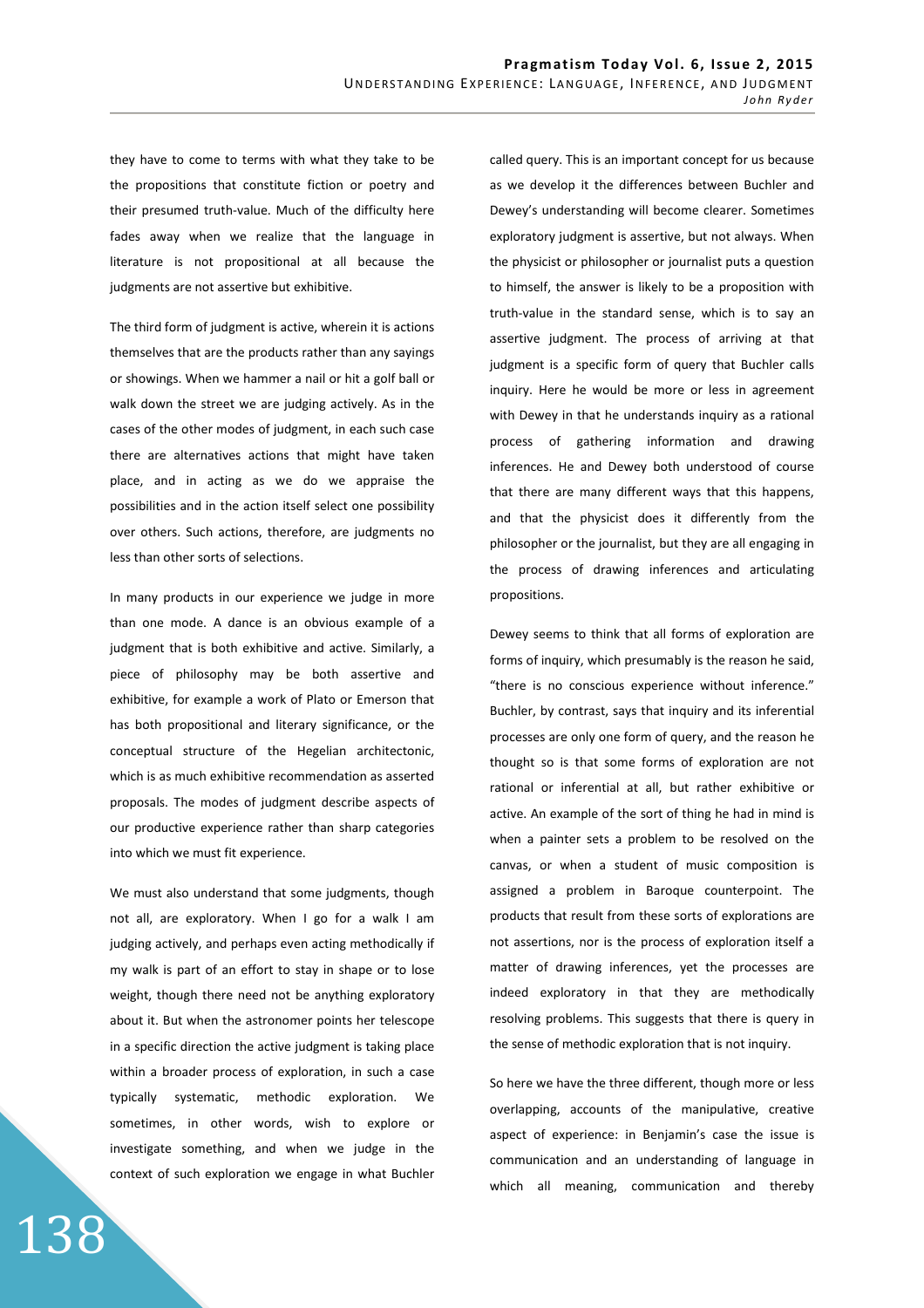they have to come to terms with what they take to be the propositions that constitute fiction or poetry and their presumed truth-value. Much of the difficulty here fades away when we realize that the language in literature is not propositional at all because the judgments are not assertive but exhibitive.

The third form of judgment is active, wherein it is actions themselves that are the products rather than any sayings or showings. When we hammer a nail or hit a golf ball or walk down the street we are judging actively. As in the cases of the other modes of judgment, in each such case there are alternatives actions that might have taken place, and in acting as we do we appraise the possibilities and in the action itself select one possibility over others. Such actions, therefore, are judgments no less than other sorts of selections.

In many products in our experience we judge in more than one mode. A dance is an obvious example of a judgment that is both exhibitive and active. Similarly, a piece of philosophy may be both assertive and exhibitive, for example a work of Plato or Emerson that has both propositional and literary significance, or the conceptual structure of the Hegelian architectonic, which is as much exhibitive recommendation as asserted proposals. The modes of judgment describe aspects of our productive experience rather than sharp categories into which we must fit experience.

We must also understand that some judgments, though not all, are exploratory. When I go for a walk I am judging actively, and perhaps even acting methodically if my walk is part of an effort to stay in shape or to lose weight, though there need not be anything exploratory about it. But when the astronomer points her telescope in a specific direction the active judgment is taking place within a broader process of exploration, in such a case typically systematic, methodic exploration. We sometimes, in other words, wish to explore or investigate something, and when we judge in the context of such exploration we engage in what Buchler called query. This is an important concept for us because as we develop it the differences between Buchler and Dewey's understanding will become clearer. Sometimes exploratory judgment is assertive, but not always. When the physicist or philosopher or journalist puts a question to himself, the answer is likely to be a proposition with truth-value in the standard sense, which is to say an assertive judgment. The process of arriving at that judgment is a specific form of query that Buchler calls inquiry. Here he would be more or less in agreement with Dewey in that he understands inquiry as a rational process of gathering information and drawing inferences. He and Dewey both understood of course that there are many different ways that this happens, and that the physicist does it differently from the philosopher or the journalist, but they are all engaging in the process of drawing inferences and articulating propositions.

Dewey seems to think that all forms of exploration are forms of inquiry, which presumably is the reason he said, "there is no conscious experience without inference." Buchler, by contrast, says that inquiry and its inferential processes are only one form of query, and the reason he thought so is that some forms of exploration are not rational or inferential at all, but rather exhibitive or active. An example of the sort of thing he had in mind is when a painter sets a problem to be resolved on the canvas, or when a student of music composition is assigned a problem in Baroque counterpoint. The products that result from these sorts of explorations are not assertions, nor is the process of exploration itself a matter of drawing inferences, yet the processes are indeed exploratory in that they are methodically resolving problems. This suggests that there is query in the sense of methodic exploration that is not inquiry.

So here we have the three different, though more or less overlapping, accounts of the manipulative, creative aspect of experience: in Benjamin's case the issue is communication and an understanding of language in which all meaning, communication and thereby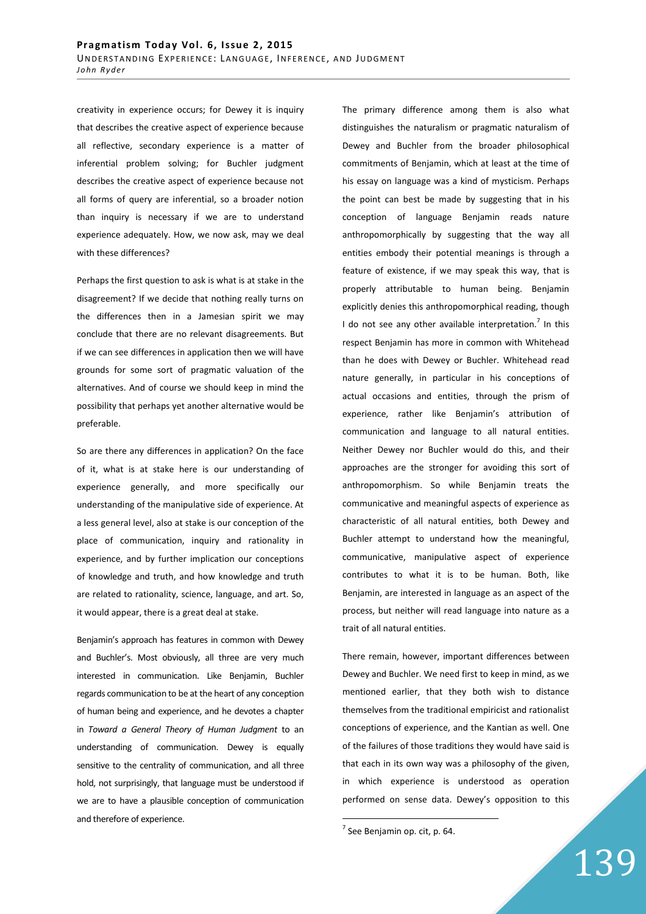creativity in experience occurs; for Dewey it is inquiry that describes the creative aspect of experience because all reflective, secondary experience is a matter of inferential problem solving; for Buchler judgment describes the creative aspect of experience because not all forms of query are inferential, so a broader notion than inquiry is necessary if we are to understand experience adequately. How, we now ask, may we deal with these differences?

Perhaps the first question to ask is what is at stake in the disagreement? If we decide that nothing really turns on the differences then in a Jamesian spirit we may conclude that there are no relevant disagreements. But if we can see differences in application then we will have grounds for some sort of pragmatic valuation of the alternatives. And of course we should keep in mind the possibility that perhaps yet another alternative would be preferable.

So are there any differences in application? On the face of it, what is at stake here is our understanding of experience generally, and more specifically our understanding of the manipulative side of experience. At a less general level, also at stake is our conception of the place of communication, inquiry and rationality in experience, and by further implication our conceptions of knowledge and truth, and how knowledge and truth are related to rationality, science, language, and art. So, it would appear, there is a great deal at stake.

Benjamin's approach has features in common with Dewey and Buchler's. Most obviously, all three are very much interested in communication. Like Benjamin, Buchler regards communication to be at the heart of any conception of human being and experience, and he devotes a chapter in *Toward a General Theory of Human Judgment* to an understanding of communication. Dewey is equally sensitive to the centrality of communication, and all three hold, not surprisingly, that language must be understood if we are to have a plausible conception of communication and therefore of experience.

The primary difference among them is also what distinguishes the naturalism or pragmatic naturalism of Dewey and Buchler from the broader philosophical commitments of Benjamin, which at least at the time of his essay on language was a kind of mysticism. Perhaps the point can best be made by suggesting that in his conception of language Benjamin reads nature anthropomorphically by suggesting that the way all entities embody their potential meanings is through a feature of existence, if we may speak this way, that is properly attributable to human being. Benjamin explicitly denies this anthropomorphical reading, though I do not see any other available interpretation.[7] In this respect Benjamin has more in common with Whitehead than he does with Dewey or Buchler. Whitehead read nature generally, in particular in his conceptions of actual occasions and entities, through the prism of experience, rather like Benjamin's attribution of communication and language to all natural entities. Neither Dewey nor Buchler would do this, and their approaches are the stronger for avoiding this sort of anthropomorphism. So while Benjamin treats the communicative and meaningful aspects of experience as characteristic of all natural entities, both Dewey and Buchler attempt to understand how the meaningful, communicative, manipulative aspect of experience contributes to what it is to be human. Both, like Benjamin, are interested in language as an aspect of the process, but neither will read language into nature as a trait of all natural entities.

There remain, however, important differences between Dewey and Buchler. We need first to keep in mind, as we mentioned earlier, that they both wish to distance themselves from the traditional empiricist and rationalist conceptions of experience, and the Kantian as well. One of the failures of those traditions they would have said is that each in its own way was a philosophy of the given, in which experience is understood as operation performed on sense data. Dewey's opposition to this

[7] See Benjamin op. cit, p. 64.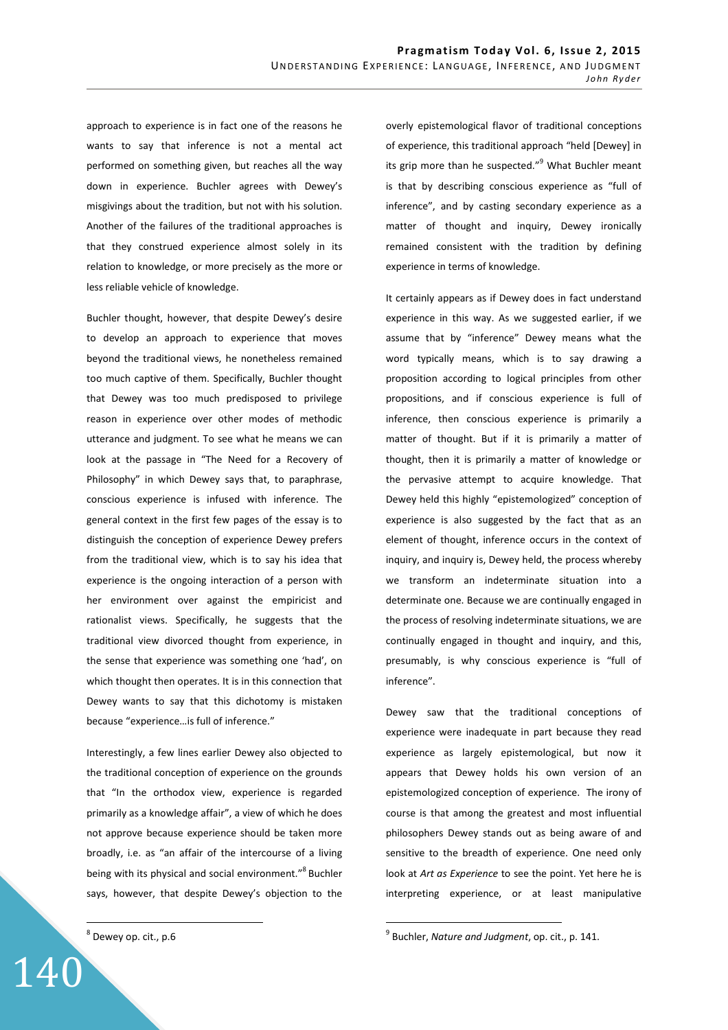approach to experience is in fact one of the reasons he wants to say that inference is not a mental act performed on something given, but reaches all the way down in experience. Buchler agrees with Dewey's misgivings about the tradition, but not with his solution. Another of the failures of the traditional approaches is that they construed experience almost solely in its relation to knowledge, or more precisely as the more or less reliable vehicle of knowledge.

Buchler thought, however, that despite Dewey's desire to develop an approach to experience that moves beyond the traditional views, he nonetheless remained too much captive of them. Specifically, Buchler thought that Dewey was too much predisposed to privilege reason in experience over other modes of methodic utterance and judgment. To see what he means we can look at the passage in "The Need for a Recovery of Philosophy" in which Dewey says that, to paraphrase, conscious experience is infused with inference. The general context in the first few pages of the essay is to distinguish the conception of experience Dewey prefers from the traditional view, which is to say his idea that experience is the ongoing interaction of a person with her environment over against the empiricist and rationalist views. Specifically, he suggests that the traditional view divorced thought from experience, in the sense that experience was something one 'had', on which thought then operates. It is in this connection that Dewey wants to say that this dichotomy is mistaken because "experience…is full of inference."

Interestingly, a few lines earlier Dewey also objected to the traditional conception of experience on the grounds that "In the orthodox view, experience is regarded primarily as a knowledge affair", a view of which he does not approve because experience should be taken more broadly, i.e. as "an affair of the intercourse of a living being with its physical and social environment."[8] Buchler says, however, that despite Dewey's objection to the overly epistemological flavor of traditional conceptions of experience, this traditional approach "held [Dewey] in its grip more than he suspected."[9] What Buchler meant is that by describing conscious experience as "full of inference", and by casting secondary experience as a matter of thought and inquiry, Dewey ironically remained consistent with the tradition by defining experience in terms of knowledge.

It certainly appears as if Dewey does in fact understand experience in this way. As we suggested earlier, if we assume that by "inference" Dewey means what the word typically means, which is to say drawing a proposition according to logical principles from other propositions, and if conscious experience is full of inference, then conscious experience is primarily a matter of thought. But if it is primarily a matter of thought, then it is primarily a matter of knowledge or the pervasive attempt to acquire knowledge. That Dewey held this highly "epistemologized" conception of experience is also suggested by the fact that as an element of thought, inference occurs in the context of inquiry, and inquiry is, Dewey held, the process whereby we transform an indeterminate situation into a determinate one. Because we are continually engaged in the process of resolving indeterminate situations, we are continually engaged in thought and inquiry, and this, presumably, is why conscious experience is "full of inference".

Dewey saw that the traditional conceptions of experience were inadequate in part because they read experience as largely epistemological, but now it appears that Dewey holds his own version of an epistemologized conception of experience. The irony of course is that among the greatest and most influential philosophers Dewey stands out as being aware of and sensitive to the breadth of experience. One need only look at *Art as Experience* to see the point. Yet here he is interpreting experience, or at least manipulative

[8] Dewey op. cit., p.6

[9] Buchler, *Nature and Judgment*, op. cit., p. 141.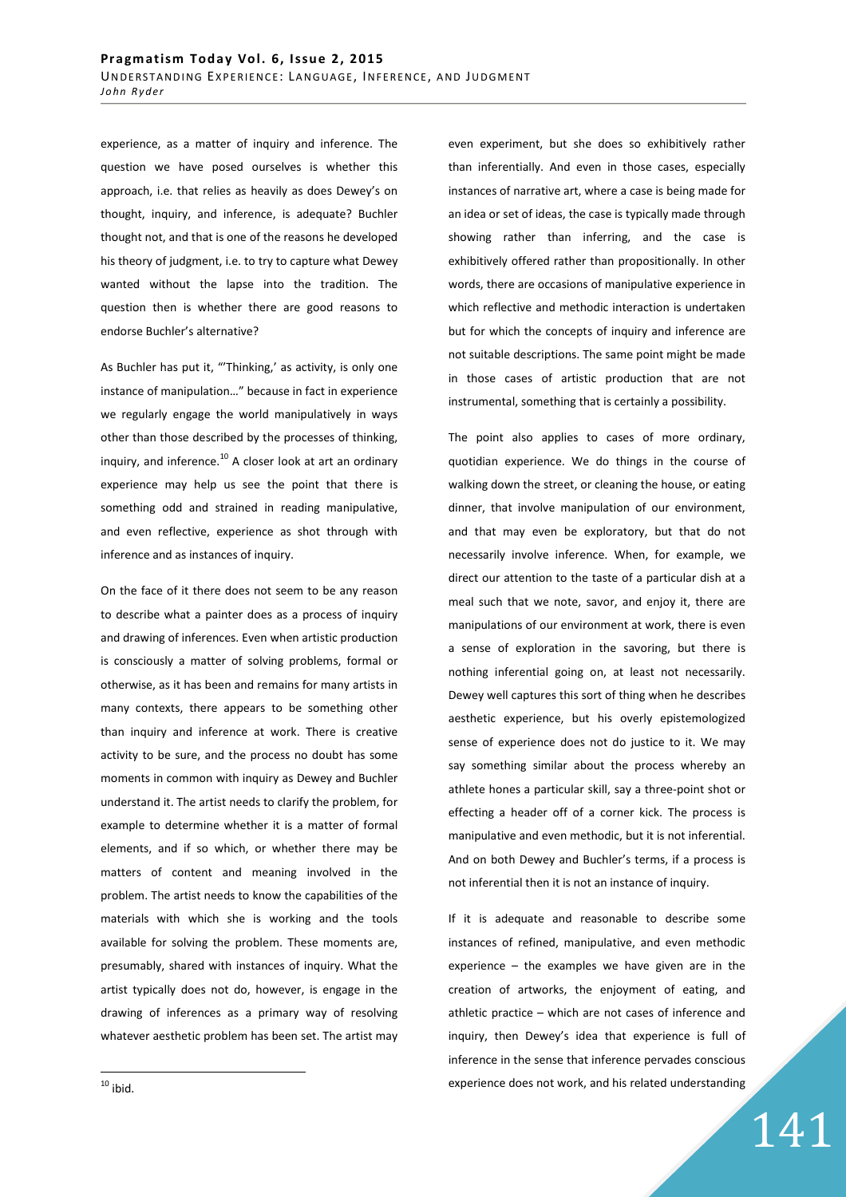experience, as a matter of inquiry and inference. The question we have posed ourselves is whether this approach, i.e. that relies as heavily as does Dewey's on thought, inquiry, and inference, is adequate? Buchler thought not, and that is one of the reasons he developed his theory of judgment, i.e. to try to capture what Dewey wanted without the lapse into the tradition. The question then is whether there are good reasons to endorse Buchler's alternative?

As Buchler has put it, "'Thinking,' as activity, is only one instance of manipulation…" because in fact in experience we regularly engage the world manipulatively in ways other than those described by the processes of thinking, inquiry, and inference.[10] A closer look at art an ordinary experience may help us see the point that there is something odd and strained in reading manipulative, and even reflective, experience as shot through with inference and as instances of inquiry.

On the face of it there does not seem to be any reason to describe what a painter does as a process of inquiry and drawing of inferences. Even when artistic production is consciously a matter of solving problems, formal or otherwise, as it has been and remains for many artists in many contexts, there appears to be something other than inquiry and inference at work. There is creative activity to be sure, and the process no doubt has some moments in common with inquiry as Dewey and Buchler understand it. The artist needs to clarify the problem, for example to determine whether it is a matter of formal elements, and if so which, or whether there may be matters of content and meaning involved in the problem. The artist needs to know the capabilities of the materials with which she is working and the tools available for solving the problem. These moments are, presumably, shared with instances of inquiry. What the artist typically does not do, however, is engage in the drawing of inferences as a primary way of resolving whatever aesthetic problem has been set. The artist may even experiment, but she does so exhibitively rather than inferentially. And even in those cases, especially instances of narrative art, where a case is being made for an idea or set of ideas, the case is typically made through showing rather than inferring, and the case is exhibitively offered rather than propositionally. In other words, there are occasions of manipulative experience in which reflective and methodic interaction is undertaken but for which the concepts of inquiry and inference are not suitable descriptions. The same point might be made in those cases of artistic production that are not instrumental, something that is certainly a possibility.

The point also applies to cases of more ordinary, quotidian experience. We do things in the course of walking down the street, or cleaning the house, or eating dinner, that involve manipulation of our environment, and that may even be exploratory, but that do not necessarily involve inference. When, for example, we direct our attention to the taste of a particular dish at a meal such that we note, savor, and enjoy it, there are manipulations of our environment at work, there is even a sense of exploration in the savoring, but there is nothing inferential going on, at least not necessarily. Dewey well captures this sort of thing when he describes aesthetic experience, but his overly epistemologized sense of experience does not do justice to it. We may say something similar about the process whereby an athlete hones a particular skill, say a three-point shot or effecting a header off of a corner kick. The process is manipulative and even methodic, but it is not inferential. And on both Dewey and Buchler's terms, if a process is not inferential then it is not an instance of inquiry.

If it is adequate and reasonable to describe some instances of refined, manipulative, and even methodic experience – the examples we have given are in the creation of artworks, the enjoyment of eating, and athletic practice – which are not cases of inference and inquiry, then Dewey's idea that experience is full of inference in the sense that inference pervades conscious experience does not work, and his related understanding

[10] ibid.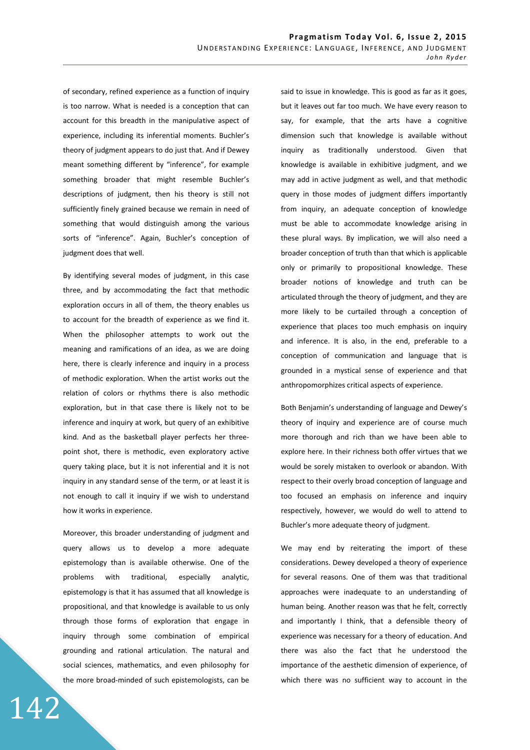of secondary, refined experience as a function of inquiry is too narrow. What is needed is a conception that can account for this breadth in the manipulative aspect of experience, including its inferential moments. Buchler's theory of judgment appears to do just that. And if Dewey meant something different by "inference", for example something broader that might resemble Buchler's descriptions of judgment, then his theory is still not sufficiently finely grained because we remain in need of something that would distinguish among the various sorts of "inference". Again, Buchler's conception of judgment does that well.

By identifying several modes of judgment, in this case three, and by accommodating the fact that methodic exploration occurs in all of them, the theory enables us to account for the breadth of experience as we find it. When the philosopher attempts to work out the meaning and ramifications of an idea, as we are doing here, there is clearly inference and inquiry in a process of methodic exploration. When the artist works out the relation of colors or rhythms there is also methodic exploration, but in that case there is likely not to be inference and inquiry at work, but query of an exhibitive kind. And as the basketball player perfects her three-point shot, there is methodic, even exploratory active query taking place, but it is not inferential and it is not inquiry in any standard sense of the term, or at least it is not enough to call it inquiry if we wish to understand how it works in experience.

Moreover, this broader understanding of judgment and query allows us to develop a more adequate epistemology than is available otherwise. One of the problems with traditional, especially analytic, epistemology is that it has assumed that all knowledge is propositional, and that knowledge is available to us only through those forms of exploration that engage in inquiry through some combination of empirical grounding and rational articulation. The natural and social sciences, mathematics, and even philosophy for the more broad-minded of such epistemologists, can be said to issue in knowledge. This is good as far as it goes, but it leaves out far too much. We have every reason to say, for example, that the arts have a cognitive dimension such that knowledge is available without inquiry as traditionally understood. Given that knowledge is available in exhibitive judgment, and we may add in active judgment as well, and that methodic query in those modes of judgment differs importantly from inquiry, an adequate conception of knowledge must be able to accommodate knowledge arising in these plural ways. By implication, we will also need a broader conception of truth than that which is applicable only or primarily to propositional knowledge. These broader notions of knowledge and truth can be articulated through the theory of judgment, and they are more likely to be curtailed through a conception of experience that places too much emphasis on inquiry and inference. It is also, in the end, preferable to a conception of communication and language that is grounded in a mystical sense of experience and that anthropomorphizes critical aspects of experience.

Both Benjamin's understanding of language and Dewey's theory of inquiry and experience are of course much more thorough and rich than we have been able to explore here. In their richness both offer virtues that we would be sorely mistaken to overlook or abandon. With respect to their overly broad conception of language and too focused an emphasis on inference and inquiry respectively, however, we would do well to attend to Buchler's more adequate theory of judgment.

We may end by reiterating the import of these considerations. Dewey developed a theory of experience for several reasons. One of them was that traditional approaches were inadequate to an understanding of human being. Another reason was that he felt, correctly and importantly I think, that a defensible theory of experience was necessary for a theory of education. And there was also the fact that he understood the importance of the aesthetic dimension of experience, of which there was no sufficient way to account in the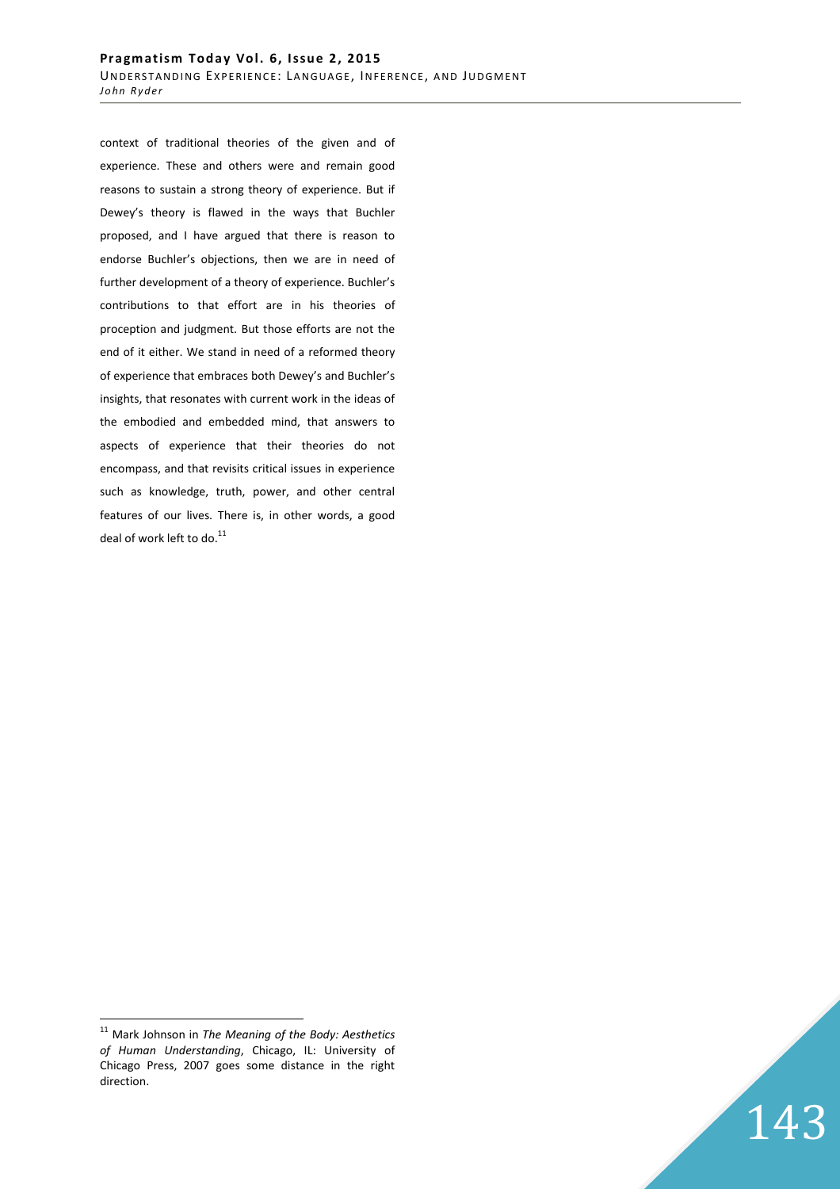context of traditional theories of the given and of experience. These and others were and remain good reasons to sustain a strong theory of experience. But if Dewey's theory is flawed in the ways that Buchler proposed, and I have argued that there is reason to endorse Buchler's objections, then we are in need of further development of a theory of experience. Buchler's contributions to that effort are in his theories of proception and judgment. But those efforts are not the end of it either. We stand in need of a reformed theory of experience that embraces both Dewey's and Buchler's insights, that resonates with current work in the ideas of the embodied and embedded mind, that answers to aspects of experience that their theories do not encompass, and that revisits critical issues in experience such as knowledge, truth, power, and other central features of our lives. There is, in other words, a good deal of work left to do.[11]

---

[11] Mark Johnson in *The Meaning of the Body: Aesthetics of Human Understanding*, Chicago, IL: University of Chicago Press, 2007 goes some distance in the right direction.